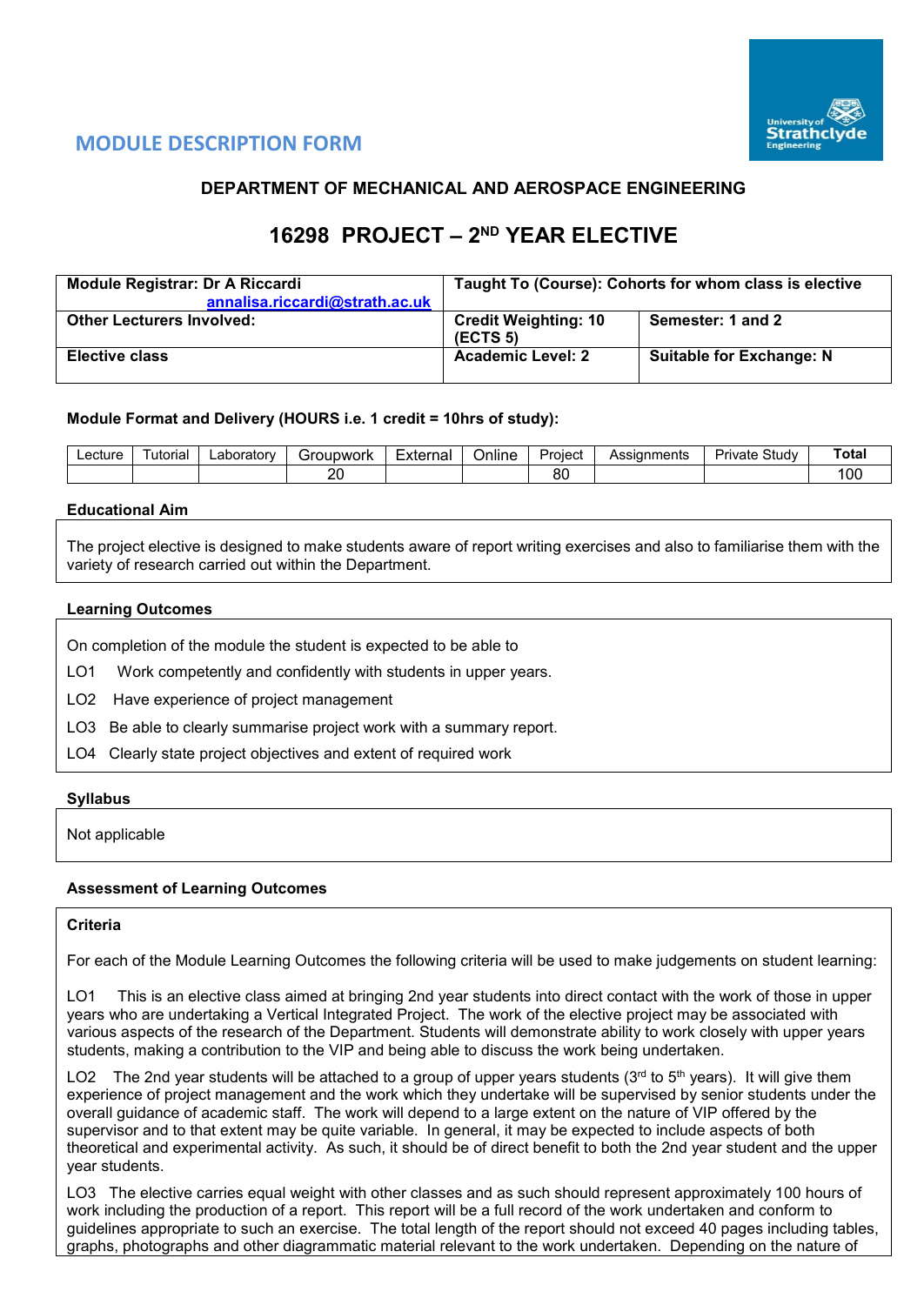## MODULE DESCRIPTION FORM

### DEPARTMENT OF MECHANICAL AND AEROSPACE ENGINEERING

# 16298 PROJECT – 2ND YEAR ELECTIVE

| Module Registrar: Dr A Riccardi annalisa.riccardi@strath.ac.uk | Taught To (Course): Cohorts for whom class is elective | |
|---|---|---|
| Other Lecturers Involved: | Credit Weighting: 10 (ECTS 5) | Semester: 1 and 2 |
| Elective class | Academic Level: 2 | Suitable for Exchange: N |

**Module Format and Delivery (HOURS i.e. 1 credit = 10hrs of study):**

| Lecture | Tutorial | Laboratory | Groupwork | External | Online | Project | Assignments | Private Study | Total |
|---|---|---|---|---|---|---|---|---|---|
| | | | 20 | | | 80 | | | 100 |

**Educational Aim**

The project elective is designed to make students aware of report writing exercises and also to familiarise them with the variety of research carried out within the Department.

**Learning Outcomes**

On completion of the module the student is expected to be able to

LO1 Work competently and confidently with students in upper years.

LO2 Have experience of project management

LO3 Be able to clearly summarise project work with a summary report.

LO4 Clearly state project objectives and extent of required work

**Syllabus**

Not applicable

**Assessment of Learning Outcomes**

**Criteria**

For each of the Module Learning Outcomes the following criteria will be used to make judgements on student learning:

LO1 This is an elective class aimed at bringing 2nd year students into direct contact with the work of those in upper years who are undertaking a Vertical Integrated Project. The work of the elective project may be associated with various aspects of the research of the Department. Students will demonstrate ability to work closely with upper years students, making a contribution to the VIP and being able to discuss the work being undertaken.

LO2 The 2nd year students will be attached to a group of upper years students (3rd to 5th years). It will give them experience of project management and the work which they undertake will be supervised by senior students under the overall guidance of academic staff. The work will depend to a large extent on the nature of VIP offered by the supervisor and to that extent may be quite variable. In general, it may be expected to include aspects of both theoretical and experimental activity. As such, it should be of direct benefit to both the 2nd year student and the upper year students.

LO3 The elective carries equal weight with other classes and as such should represent approximately 100 hours of work including the production of a report. This report will be a full record of the work undertaken and conform to guidelines appropriate to such an exercise. The total length of the report should not exceed 40 pages including tables, graphs, photographs and other diagrammatic material relevant to the work undertaken. Depending on the nature of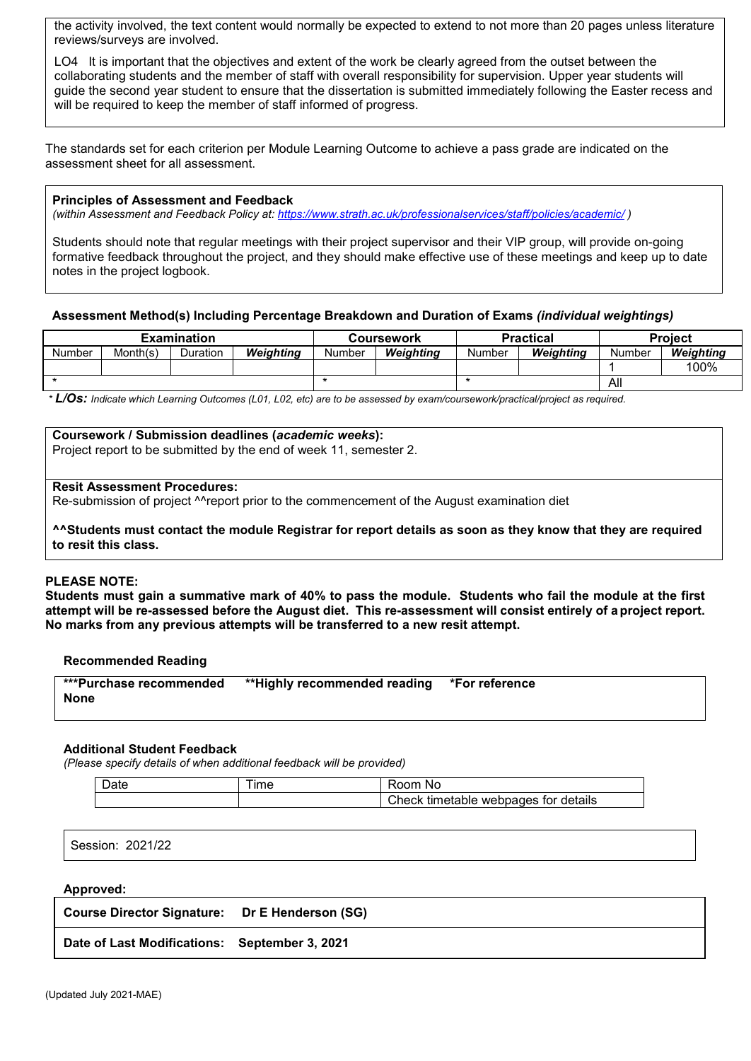the activity involved, the text content would normally be expected to extend to not more than 20 pages unless literature reviews/surveys are involved.

LO4 It is important that the objectives and extent of the work be clearly agreed from the outset between the collaborating students and the member of staff with overall responsibility for supervision. Upper year students will guide the second year student to ensure that the dissertation is submitted immediately following the Easter recess and will be required to keep the member of staff informed of progress.

The standards set for each criterion per Module Learning Outcome to achieve a pass grade are indicated on the assessment sheet for all assessment.

**Principles of Assessment and Feedback**
*(within Assessment and Feedback Policy at: https://www.strath.ac.uk/professionalservices/staff/policies/academic/ )*

Students should note that regular meetings with their project supervisor and their VIP group, will provide on-going formative feedback throughout the project, and they should make effective use of these meetings and keep up to date notes in the project logbook.

**Assessment Method(s) Including Percentage Breakdown and Duration of Exams *(individual weightings)***

| Examination | | | | Coursework | | Practical | | Project | |
|---|---|---|---|---|---|---|---|---|---|
| Number | Month(s) | Duration | ***Weighting*** | Number | ***Weighting*** | Number | ***Weighting*** | Number | ***Weighting*** |
| | | | | | | | | 1 | 100% |
| * | | | | * | | * | | All | |

*\* **L/Os:** Indicate which Learning Outcomes (L01, L02, etc) are to be assessed by exam/coursework/practical/project as required.*

**Coursework / Submission deadlines (*academic weeks*):**
Project report to be submitted by the end of week 11, semester 2.

**Resit Assessment Procedures:**
Re-submission of project ^^report prior to the commencement of the August examination diet

**^^Students must contact the module Registrar for report details as soon as they know that they are required to resit this class.**

**PLEASE NOTE:**
**Students must gain a summative mark of 40% to pass the module. Students who fail the module at the first attempt will be re-assessed before the August diet. This re-assessment will consist entirely of a project report. No marks from any previous attempts will be transferred to a new resit attempt.**

**Recommended Reading**

| ***Purchase recommended &nbsp;&nbsp; **Highly recommended reading &nbsp;&nbsp; *For reference |
|---|
| **None** |

**Additional Student Feedback**
*(Please specify details of when additional feedback will be provided)*

| Date | Time | Room No |
|---|---|---|
| | | Check timetable webpages for details |

Session: 2021/22

**Approved:**

| | |
|---|---|
| **Course Director Signature:** | **Dr E Henderson (SG)** |
| **Date of Last Modifications:** | **September 3, 2021** |

(Updated July 2021-MAE)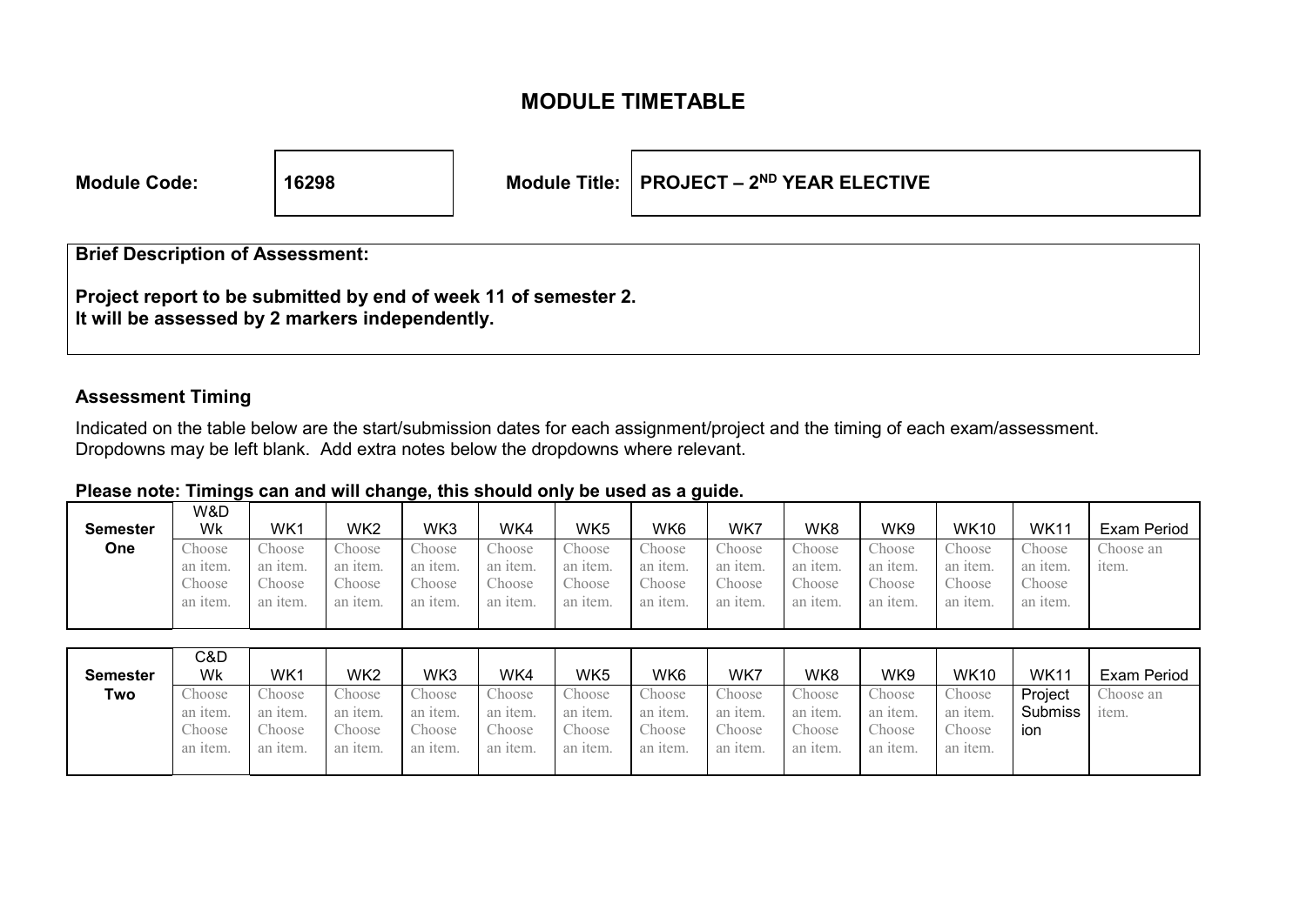# MODULE TIMETABLE

| | | | |
|---|---|---|---|
| **Module Code:** | **16298** | **Module Title:** | **PROJECT – 2ND YEAR ELECTIVE** |

**Brief Description of Assessment:**

**Project report to be submitted by end of week 11 of semester 2.**
**It will be assessed by 2 markers independently.**

### Assessment Timing

Indicated on the table below are the start/submission dates for each assignment/project and the timing of each exam/assessment. Dropdowns may be left blank. Add extra notes below the dropdowns where relevant.

**Please note: Timings can and will change, this should only be used as a guide.**

| Semester | W&D Wk | WK1 | WK2 | WK3 | WK4 | WK5 | WK6 | WK7 | WK8 | WK9 | WK10 | WK11 | Exam Period |
|---|---|---|---|---|---|---|---|---|---|---|---|---|---|
| **One** | Choose an item. Choose an item. | Choose an item. Choose an item. | Choose an item. Choose an item. | Choose an item. Choose an item. | Choose an item. Choose an item. | Choose an item. Choose an item. | Choose an item. Choose an item. | Choose an item. Choose an item. | Choose an item. Choose an item. | Choose an item. Choose an item. | Choose an item. Choose an item. | Choose an item. Choose an item. | Choose an item. |

| Semester | C&D Wk | WK1 | WK2 | WK3 | WK4 | WK5 | WK6 | WK7 | WK8 | WK9 | WK10 | WK11 | Exam Period |
|---|---|---|---|---|---|---|---|---|---|---|---|---|---|
| **Two** | Choose an item. Choose an item. | Choose an item. Choose an item. | Choose an item. Choose an item. | Choose an item. Choose an item. | Choose an item. Choose an item. | Choose an item. Choose an item. | Choose an item. Choose an item. | Choose an item. Choose an item. | Choose an item. Choose an item. | Choose an item. Choose an item. | Choose an item. Choose an item. | Project Submission | Choose an item. |